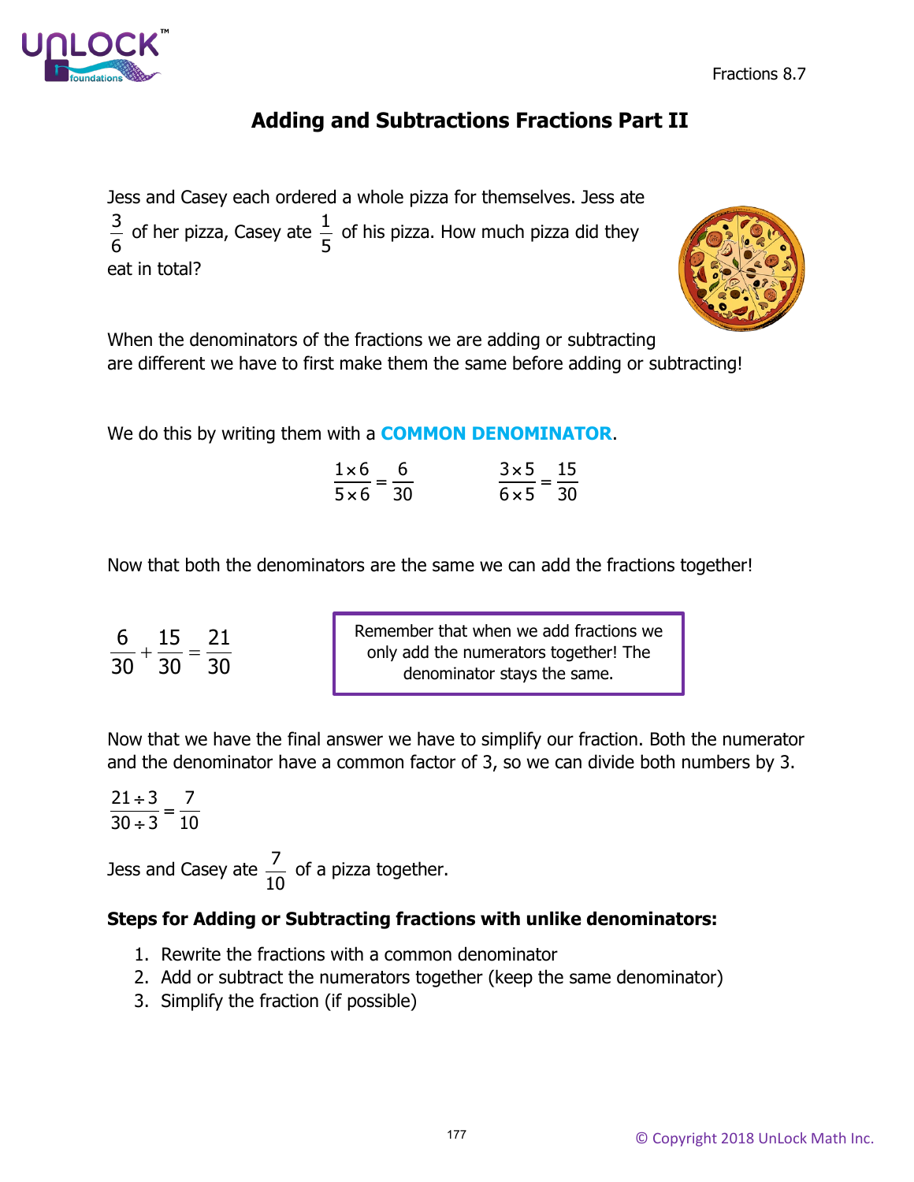# Adding and Subtractions Fractions Part II

Jess and Casey each ordered a whole pizza for themselves. Jess ate $\frac{3}{6}$ of her pizza, Casey ate $\frac{1}{5}$ of his pizza. How much pizza did they eat in total?

When the denominators of the fractions we are adding or subtracting are different we have to first make them the same before adding or subtracting!

We do this by writing them with a **COMMON DENOMINATOR**.

$$\frac{1\times 6}{5\times 6}=\frac{6}{30} \qquad \frac{3\times 5}{6\times 5}=\frac{15}{30}$$

Now that both the denominators are the same we can add the fractions together!

$$\frac{6}{30}+\frac{15}{30}=\frac{21}{30}$$

> Remember that when we add fractions we only add the numerators together! The denominator stays the same.

Now that we have the final answer we have to simplify our fraction. Both the numerator and the denominator have a common factor of 3, so we can divide both numbers by 3.

$$\frac{21\div 3}{30\div 3}=\frac{7}{10}$$

Jess and Casey ate $\frac{7}{10}$ of a pizza together.

**Steps for Adding or Subtracting fractions with unlike denominators:**

1. Rewrite the fractions with a common denominator
2. Add or subtract the numerators together (keep the same denominator)
3. Simplify the fraction (if possible)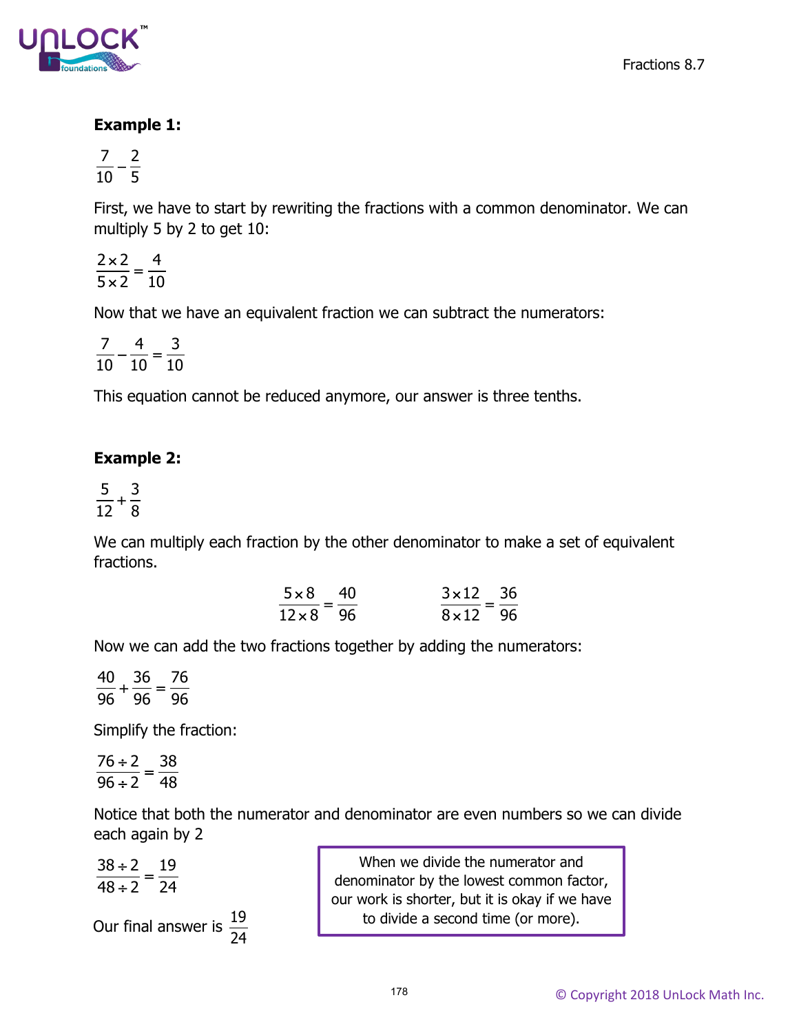**Example 1:**

$$\frac{7}{10}-\frac{2}{5}$$

First, we have to start by rewriting the fractions with a common denominator. We can multiply 5 by 2 to get 10:

$$\frac{2\times 2}{5\times 2}=\frac{4}{10}$$

Now that we have an equivalent fraction we can subtract the numerators:

$$\frac{7}{10}-\frac{4}{10}=\frac{3}{10}$$

This equation cannot be reduced anymore, our answer is three tenths.

**Example 2:**

$$\frac{5}{12}+\frac{3}{8}$$

We can multiply each fraction by the other denominator to make a set of equivalent fractions.

$$\frac{5\times 8}{12\times 8}=\frac{40}{96} \qquad \frac{3\times 12}{8\times 12}=\frac{36}{96}$$

Now we can add the two fractions together by adding the numerators:

$$\frac{40}{96}+\frac{36}{96}=\frac{76}{96}$$

Simplify the fraction:

$$\frac{76\div 2}{96\div 2}=\frac{38}{48}$$

Notice that both the numerator and denominator are even numbers so we can divide each again by 2

$$\frac{38\div 2}{48\div 2}=\frac{19}{24}$$

Our final answer is $\frac{19}{24}$

> When we divide the numerator and denominator by the lowest common factor, our work is shorter, but it is okay if we have to divide a second time (or more).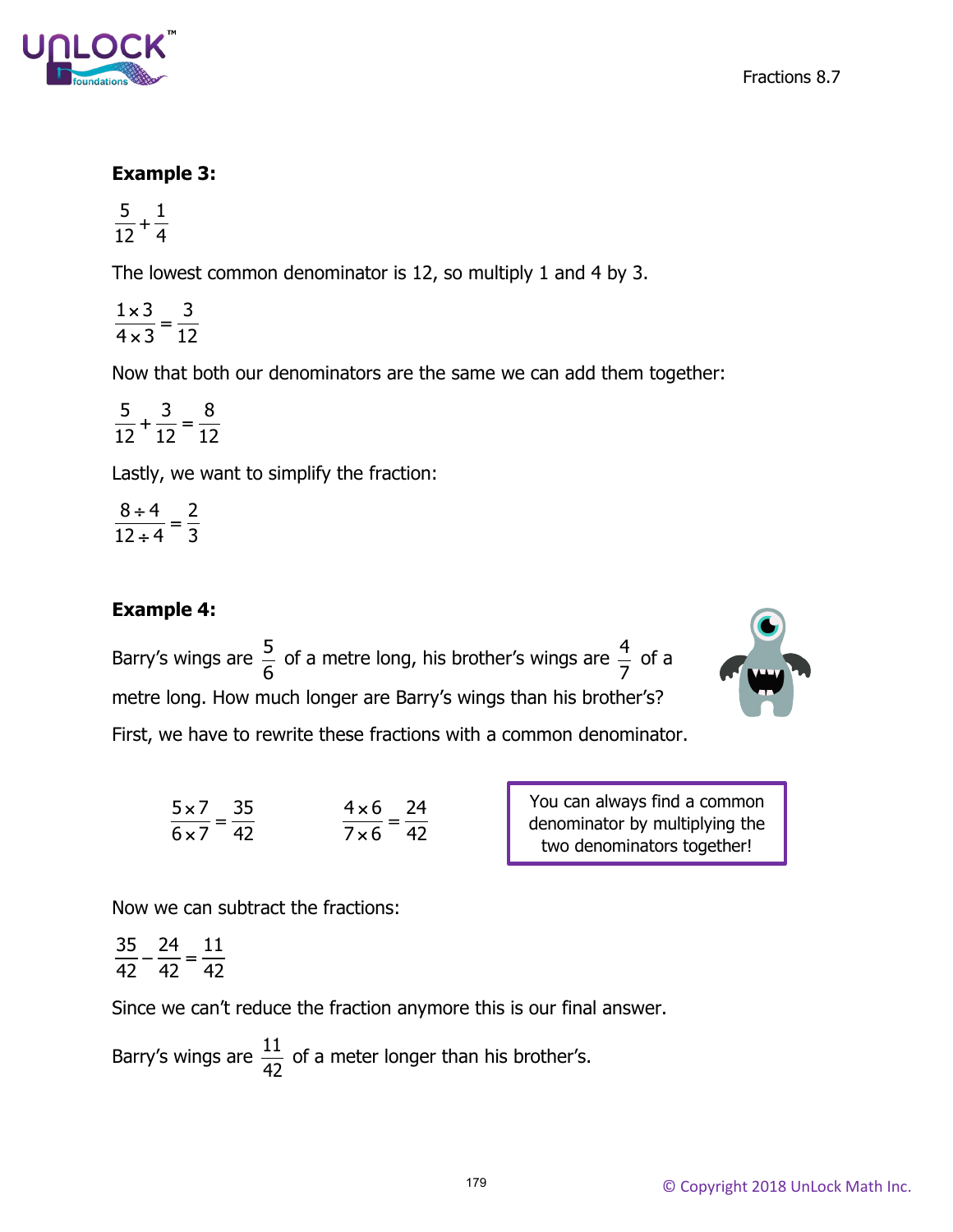**Example 3:**

$$\frac{5}{12}+\frac{1}{4}$$

The lowest common denominator is 12, so multiply 1 and 4 by 3.

$$\frac{1\times3}{4\times3}=\frac{3}{12}$$

Now that both our denominators are the same we can add them together:

$$\frac{5}{12}+\frac{3}{12}=\frac{8}{12}$$

Lastly, we want to simplify the fraction:

$$\frac{8\div4}{12\div4}=\frac{2}{3}$$

**Example 4:**

Barry's wings are $\frac{5}{6}$ of a metre long, his brother's wings are $\frac{4}{7}$ of a metre long. How much longer are Barry's wings than his brother's?

First, we have to rewrite these fractions with a common denominator.

$$\frac{5\times7}{6\times7}=\frac{35}{42} \qquad \frac{4\times6}{7\times6}=\frac{24}{42}$$

You can always find a common denominator by multiplying the two denominators together!

Now we can subtract the fractions:

$$\frac{35}{42}-\frac{24}{42}=\frac{11}{42}$$

Since we can't reduce the fraction anymore this is our final answer.

Barry's wings are $\frac{11}{42}$ of a meter longer than his brother's.